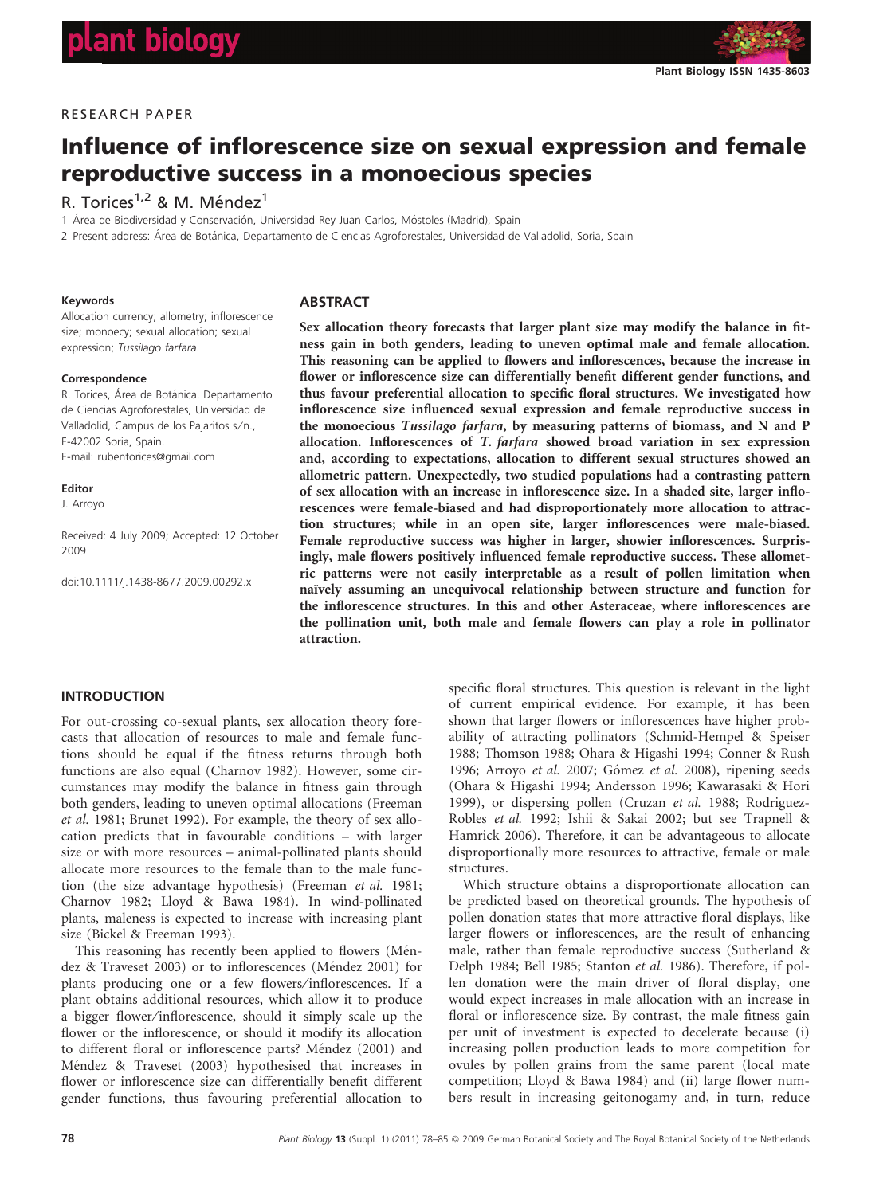RESEARCH PAPER

# Influence of inflorescence size on sexual expression and female reproductive success in a monoecious species

R. Torices[1,2] & M. Méndez[1]

1 Área de Biodiversidad y Conservación, Universidad Rey Juan Carlos, Móstoles (Madrid), Spain

2 Present address: Área de Botánica, Departamento de Ciencias Agroforestales, Universidad de Valladolid, Soria, Spain

**Keywords**

Allocation currency; allometry; inflorescence size; monoecy; sexual allocation; sexual expression; *Tussilago farfara*.

**Correspondence**

R. Torices, Área de Botánica. Departamento de Ciencias Agroforestales, Universidad de Valladolid, Campus de los Pajaritos s/n., E-42002 Soria, Spain.
E-mail: rubentorices@gmail.com

**Editor**

J. Arroyo

Received: 4 July 2009; Accepted: 12 October 2009

doi:10.1111/j.1438-8677.2009.00292.x

## ABSTRACT

**Sex allocation theory forecasts that larger plant size may modify the balance in fitness gain in both genders, leading to uneven optimal male and female allocation. This reasoning can be applied to flowers and inflorescences, because the increase in flower or inflorescence size can differentially benefit different gender functions, and thus favour preferential allocation to specific floral structures. We investigated how inflorescence size influenced sexual expression and female reproductive success in the monoecious *Tussilago farfara*, by measuring patterns of biomass, and N and P allocation. Inflorescences of *T. farfara* showed broad variation in sex expression and, according to expectations, allocation to different sexual structures showed an allometric pattern. Unexpectedly, two studied populations had a contrasting pattern of sex allocation with an increase in inflorescence size. In a shaded site, larger inflorescences were female-biased and had disproportionately more allocation to attraction structures; while in an open site, larger inflorescences were male-biased. Female reproductive success was higher in larger, showier inflorescences. Surprisingly, male flowers positively influenced female reproductive success. These allometric patterns were not easily interpretable as a result of pollen limitation when naïvely assuming an unequivocal relationship between structure and function for the inflorescence structures. In this and other Asteraceae, where inflorescences are the pollination unit, both male and female flowers can play a role in pollinator attraction.**

## INTRODUCTION

For out-crossing co-sexual plants, sex allocation theory forecasts that allocation of resources to male and female functions should be equal if the fitness returns through both functions are also equal (Charnov 1982). However, some circumstances may modify the balance in fitness gain through both genders, leading to uneven optimal allocations (Freeman *et al.* 1981; Brunet 1992). For example, the theory of sex allocation predicts that in favourable conditions – with larger size or with more resources – animal-pollinated plants should allocate more resources to the female than to the male function (the size advantage hypothesis) (Freeman *et al.* 1981; Charnov 1982; Lloyd & Bawa 1984). In wind-pollinated plants, maleness is expected to increase with increasing plant size (Bickel & Freeman 1993).

This reasoning has recently been applied to flowers (Méndez & Traveset 2003) or to inflorescences (Méndez 2001) for plants producing one or a few flowers/inflorescences. If a plant obtains additional resources, which allow it to produce a bigger flower/inflorescence, should it simply scale up the flower or the inflorescence, or should it modify its allocation to different floral or inflorescence parts? Méndez (2001) and Méndez & Traveset (2003) hypothesised that increases in flower or inflorescence size can differentially benefit different gender functions, thus favouring preferential allocation to specific floral structures. This question is relevant in the light of current empirical evidence. For example, it has been shown that larger flowers or inflorescences have higher probability of attracting pollinators (Schmid-Hempel & Speiser 1988; Thomson 1988; Ohara & Higashi 1994; Conner & Rush 1996; Arroyo *et al.* 2007; Gómez *et al.* 2008), ripening seeds (Ohara & Higashi 1994; Andersson 1996; Kawarasaki & Hori 1999), or dispersing pollen (Cruzan *et al.* 1988; Rodriguez-Robles *et al.* 1992; Ishii & Sakai 2002; but see Trapnell & Hamrick 2006). Therefore, it can be advantageous to allocate disproportionately more resources to attractive, female or male structures.

Which structure obtains a disproportionate allocation can be predicted based on theoretical grounds. The hypothesis of pollen donation states that more attractive floral displays, like larger flowers or inflorescences, are the result of enhancing male, rather than female reproductive success (Sutherland & Delph 1984; Bell 1985; Stanton *et al.* 1986). Therefore, if pollen donation were the main driver of floral display, one would expect increases in male allocation with an increase in floral or inflorescence size. By contrast, the male fitness gain per unit of investment is expected to decelerate because (i) increasing pollen production leads to more competition for ovules by pollen grains from the same parent (local mate competition; Lloyd & Bawa 1984) and (ii) large flower numbers result in increasing geitonogamy and, in turn, reduce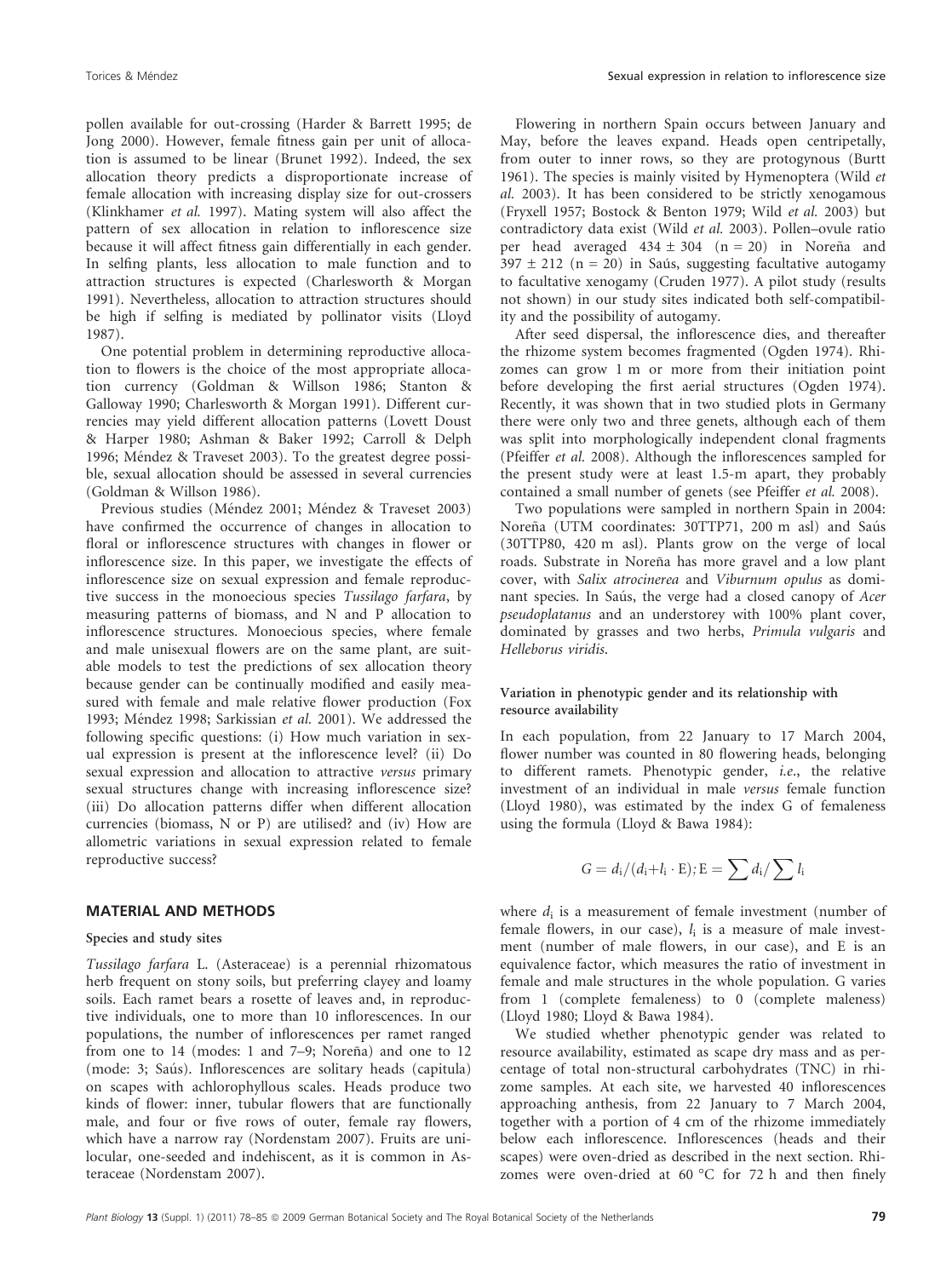pollen available for out-crossing (Harder & Barrett 1995; de Jong 2000). However, female fitness gain per unit of allocation is assumed to be linear (Brunet 1992). Indeed, the sex allocation theory predicts a disproportionate increase of female allocation with increasing display size for out-crossers (Klinkhamer *et al.* 1997). Mating system will also affect the pattern of sex allocation in relation to inflorescence size because it will affect fitness gain differentially in each gender. In selfing plants, less allocation to male function and to attraction structures is expected (Charlesworth & Morgan 1991). Nevertheless, allocation to attraction structures should be high if selfing is mediated by pollinator visits (Lloyd 1987).

One potential problem in determining reproductive allocation to flowers is the choice of the most appropriate allocation currency (Goldman & Willson 1986; Stanton & Galloway 1990; Charlesworth & Morgan 1991). Different currencies may yield different allocation patterns (Lovett Doust & Harper 1980; Ashman & Baker 1992; Carroll & Delph 1996; Méndez & Traveset 2003). To the greatest degree possible, sexual allocation should be assessed in several currencies (Goldman & Willson 1986).

Previous studies (Méndez 2001; Méndez & Traveset 2003) have confirmed the occurrence of changes in allocation to floral or inflorescence structures with changes in flower or inflorescence size. In this paper, we investigate the effects of inflorescence size on sexual expression and female reproductive success in the monoecious species *Tussilago farfara*, by measuring patterns of biomass, and N and P allocation to inflorescence structures. Monoecious species, where female and male unisexual flowers are on the same plant, are suitable models to test the predictions of sex allocation theory because gender can be continually modified and easily measured with female and male relative flower production (Fox 1993; Méndez 1998; Sarkissian *et al.* 2001). We addressed the following specific questions: (i) How much variation in sexual expression is present at the inflorescence level? (ii) Do sexual expression and allocation to attractive *versus* primary sexual structures change with increasing inflorescence size? (iii) Do allocation patterns differ when different allocation currencies (biomass, N or P) are utilised? and (iv) How are allometric variations in sexual expression related to female reproductive success?

## MATERIAL AND METHODS

### Species and study sites

*Tussilago farfara* L. (Asteraceae) is a perennial rhizomatous herb frequent on stony soils, but preferring clayey and loamy soils. Each ramet bears a rosette of leaves and, in reproductive individuals, one to more than 10 inflorescences. In our populations, the number of inflorescences per ramet ranged from one to 14 (modes: 1 and 7–9; Noreña) and one to 12 (mode: 3; Saús). Inflorescences are solitary heads (capitula) on scapes with achlorophyllous scales. Heads produce two kinds of flower: inner, tubular flowers that are functionally male, and four or five rows of outer, female ray flowers, which have a narrow ray (Nordenstam 2007). Fruits are unilocular, one-seeded and indehiscent, as it is common in Asteraceae (Nordenstam 2007).

Flowering in northern Spain occurs between January and May, before the leaves expand. Heads open centripetally, from outer to inner rows, so they are protogynous (Burtt 1961). The species is mainly visited by Hymenoptera (Wild *et al.* 2003). It has been considered to be strictly xenogamous (Fryxell 1957; Bostock & Benton 1979; Wild *et al.* 2003) but contradictory data exist (Wild *et al.* 2003). Pollen–ovule ratio per head averaged $434 \pm 304$ ($n = 20$) in Noreña and $397 \pm 212$ ($n = 20$) in Saús, suggesting facultative autogamy to facultative xenogamy (Cruden 1977). A pilot study (results not shown) in our study sites indicated both self-compatibility and the possibility of autogamy.

After seed dispersal, the inflorescence dies, and thereafter the rhizome system becomes fragmented (Ogden 1974). Rhizomes can grow 1 m or more from their initiation point before developing the first aerial structures (Ogden 1974). Recently, it was shown that in two studied plots in Germany there were only two and three genets, although each of them was split into morphologically independent clonal fragments (Pfeiffer *et al.* 2008). Although the inflorescences sampled for the present study were at least 1.5-m apart, they probably contained a small number of genets (see Pfeiffer *et al.* 2008).

Two populations were sampled in northern Spain in 2004: Noreña (UTM coordinates: 30TTP71, 200 m asl) and Saús (30TTP80, 420 m asl). Plants grow on the verge of local roads. Substrate in Noreña has more gravel and a low plant cover, with *Salix atrocinerea* and *Viburnum opulus* as dominant species. In Saús, the verge had a closed canopy of *Acer pseudoplatanus* and an understorey with 100% plant cover, dominated by grasses and two herbs, *Primula vulgaris* and *Helleborus viridis*.

### Variation in phenotypic gender and its relationship with resource availability

In each population, from 22 January to 17 March 2004, flower number was counted in 80 flowering heads, belonging to different ramets. Phenotypic gender, *i.e.*, the relative investment of an individual in male *versus* female function (Lloyd 1980), was estimated by the index G of femaleness using the formula (Lloyd & Bawa 1984):

$$G = d_i/(d_i + l_i \cdot E); E = \sum d_i / \sum l_i$$

where $d_i$ is a measurement of female investment (number of female flowers, in our case), $l_i$ is a measure of male investment (number of male flowers, in our case), and E is an equivalence factor, which measures the ratio of investment in female and male structures in the whole population. G varies from 1 (complete femaleness) to 0 (complete maleness) (Lloyd 1980; Lloyd & Bawa 1984).

We studied whether phenotypic gender was related to resource availability, estimated as scape dry mass and as percentage of total non-structural carbohydrates (TNC) in rhizome samples. At each site, we harvested 40 inflorescences approaching anthesis, from 22 January to 7 March 2004, together with a portion of 4 cm of the rhizome immediately below each inflorescence. Inflorescences (heads and their scapes) were oven-dried as described in the next section. Rhizomes were oven-dried at 60 °C for 72 h and then finely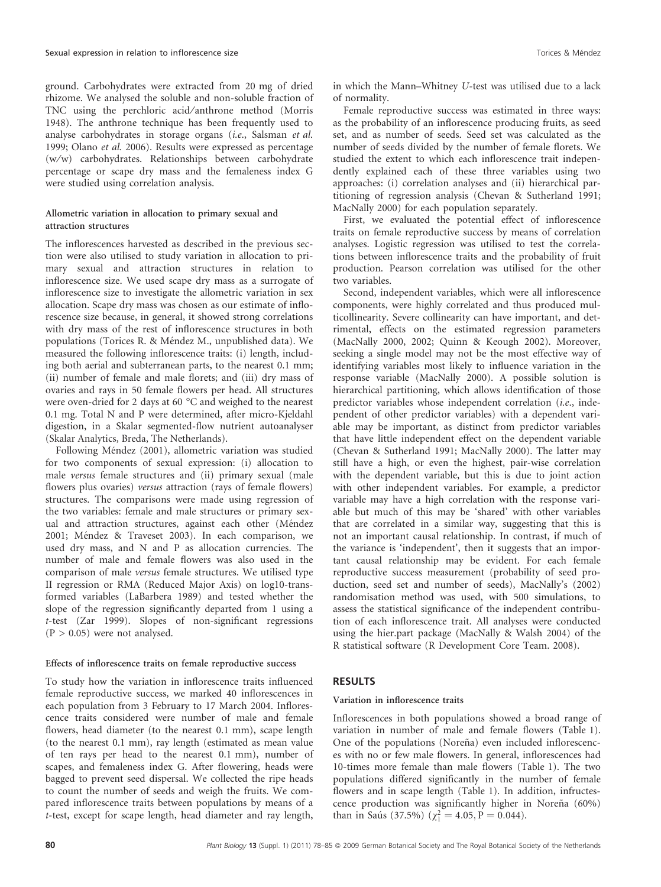ground. Carbohydrates were extracted from 20 mg of dried rhizome. We analysed the soluble and non-soluble fraction of TNC using the perchloric acid/anthrone method (Morris 1948). The anthrone technique has been frequently used to analyse carbohydrates in storage organs (*i.e.*, Salsman *et al.* 1999; Olano *et al.* 2006). Results were expressed as percentage (w/w) carbohydrates. Relationships between carbohydrate percentage or scape dry mass and the femaleness index G were studied using correlation analysis.

### Allometric variation in allocation to primary sexual and attraction structures

The inflorescences harvested as described in the previous section were also utilised to study variation in allocation to primary sexual and attraction structures in relation to inflorescence size. We used scape dry mass as a surrogate of inflorescence size to investigate the allometric variation in sex allocation. Scape dry mass was chosen as our estimate of inflorescence size because, in general, it showed strong correlations with dry mass of the rest of inflorescence structures in both populations (Torices R. & Méndez M., unpublished data). We measured the following inflorescence traits: (i) length, including both aerial and subterranean parts, to the nearest 0.1 mm; (ii) number of female and male florets; and (iii) dry mass of ovaries and rays in 50 female flowers per head. All structures were oven-dried for 2 days at 60 °C and weighed to the nearest 0.1 mg. Total N and P were determined, after micro-Kjeldahl digestion, in a Skalar segmented-flow nutrient autoanalyser (Skalar Analytics, Breda, The Netherlands).

Following Méndez (2001), allometric variation was studied for two components of sexual expression: (i) allocation to male *versus* female structures and (ii) primary sexual (male flowers plus ovaries) *versus* attraction (rays of female flowers) structures. The comparisons were made using regression of the two variables: female and male structures or primary sexual and attraction structures, against each other (Méndez 2001; Méndez & Traveset 2003). In each comparison, we used dry mass, and N and P as allocation currencies. The number of male and female flowers was also used in the comparison of male *versus* female structures. We utilised type II regression or RMA (Reduced Major Axis) on log10-transformed variables (LaBarbera 1989) and tested whether the slope of the regression significantly departed from 1 using a *t*-test (Zar 1999). Slopes of non-significant regressions ($P > 0.05$) were not analysed.

### Effects of inflorescence traits on female reproductive success

To study how the variation in inflorescence traits influenced female reproductive success, we marked 40 inflorescences in each population from 3 February to 17 March 2004. Inflorescence traits considered were number of male and female flowers, head diameter (to the nearest 0.1 mm), scape length (to the nearest 0.1 mm), ray length (estimated as mean value of ten rays per head to the nearest 0.1 mm), number of scapes, and femaleness index G. After flowering, heads were bagged to prevent seed dispersal. We collected the ripe heads to count the number of seeds and weigh the fruits. We compared inflorescence traits between populations by means of a *t*-test, except for scape length, head diameter and ray length, in which the Mann–Whitney *U*-test was utilised due to a lack of normality.

Female reproductive success was estimated in three ways: as the probability of an inflorescence producing fruits, as seed set, and as number of seeds. Seed set was calculated as the number of seeds divided by the number of female florets. We studied the extent to which each inflorescence trait independently explained each of these three variables using two approaches: (i) correlation analyses and (ii) hierarchical partitioning of regression analysis (Chevan & Sutherland 1991; MacNally 2000) for each population separately.

First, we evaluated the potential effect of inflorescence traits on female reproductive success by means of correlation analyses. Logistic regression was utilised to test the correlations between inflorescence traits and the probability of fruit production. Pearson correlation was utilised for the other two variables.

Second, independent variables, which were all inflorescence components, were highly correlated and thus produced multicollinearity. Severe collinearity can have important, and detrimental, effects on the estimated regression parameters (MacNally 2000, 2002; Quinn & Keough 2002). Moreover, seeking a single model may not be the most effective way of identifying variables most likely to influence variation in the response variable (MacNally 2000). A possible solution is hierarchical partitioning, which allows identification of those predictor variables whose independent correlation (*i.e.*, independent of other predictor variables) with a dependent variable may be important, as distinct from predictor variables that have little independent effect on the dependent variable (Chevan & Sutherland 1991; MacNally 2000). The latter may still have a high, or even the highest, pair-wise correlation with the dependent variable, but this is due to joint action with other independent variables. For example, a predictor variable may have a high correlation with the response variable but much of this may be 'shared' with other variables that are correlated in a similar way, suggesting that this is not an important causal relationship. In contrast, if much of the variance is 'independent', then it suggests that an important causal relationship may be evident. For each female reproductive success measurement (probability of seed production, seed set and number of seeds), MacNally's (2002) randomisation method was used, with 500 simulations, to assess the statistical significance of the independent contribution of each inflorescence trait. All analyses were conducted using the hier.part package (MacNally & Walsh 2004) of the R statistical software (R Development Core Team. 2008).

## RESULTS

### Variation in inflorescence traits

Inflorescences in both populations showed a broad range of variation in number of male and female flowers (Table 1). One of the populations (Noreña) even included inflorescences with no or few male flowers. In general, inflorescences had 10-times more female than male flowers (Table 1). The two populations differed significantly in the number of female flowers and in scape length (Table 1). In addition, infructescence production was significantly higher in Noreña (60%) than in Saús (37.5%) ($\chi^2_1 = 4.05, P = 0.044$).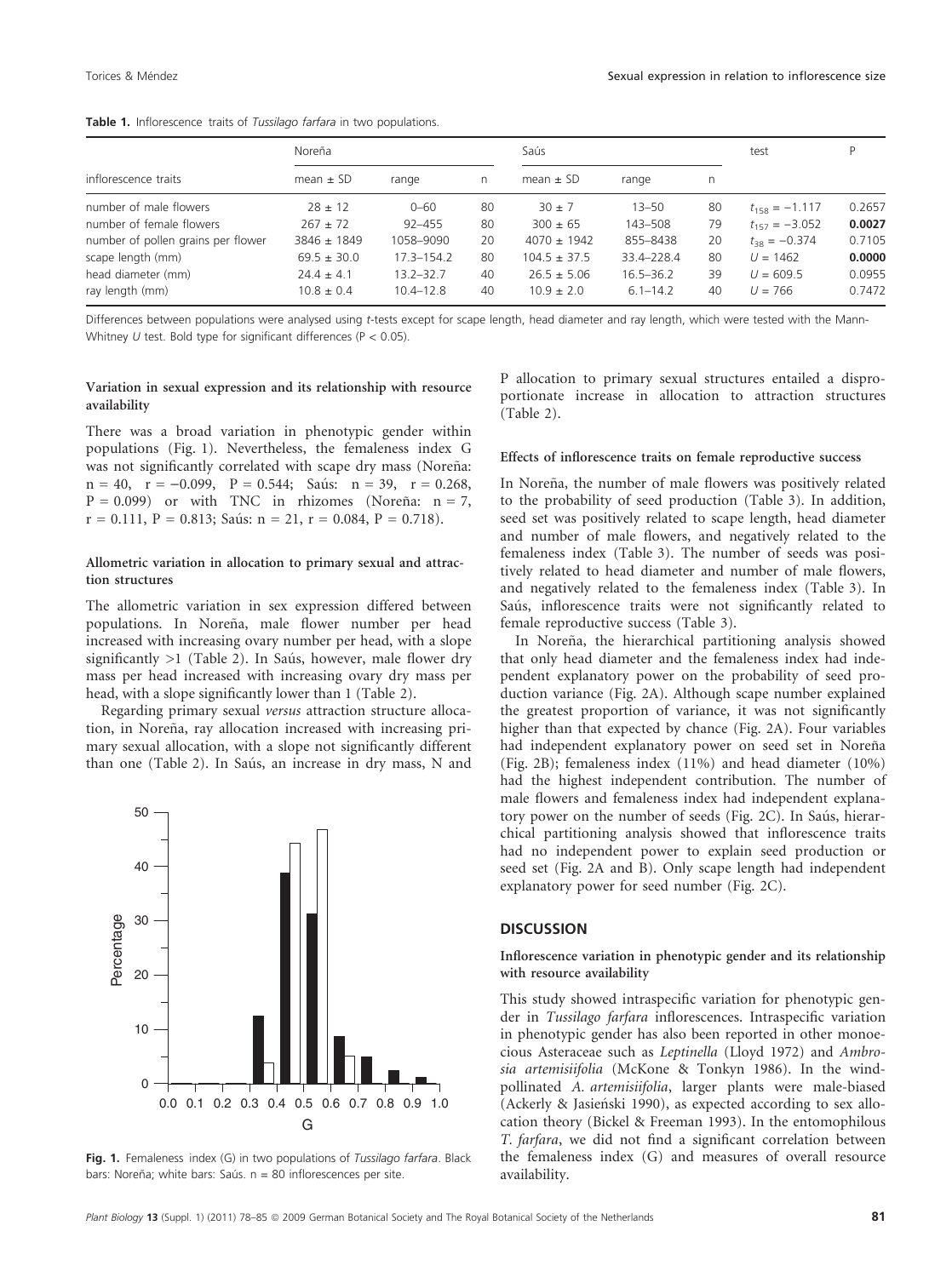**Table 1.** Inflorescence traits of *Tussilago farfara* in two populations.

| inflorescence traits | Noreña | | | Saús | | | test | P |
|---|---|---|---|---|---|---|---|---|
| | mean ± SD | range | n | mean ± SD | range | n | | |
| number of male flowers | 28 ± 12 | 0–60 | 80 | 30 ± 7 | 13–50 | 80 | $t_{158} = -1.117$ | 0.2657 |
| number of female flowers | 267 ± 72 | 92–455 | 80 | 300 ± 65 | 143–508 | 79 | $t_{157} = -3.052$ | **0.0027** |
| number of pollen grains per flower | 3846 ± 1849 | 1058–9090 | 20 | 4070 ± 1942 | 855–8438 | 20 | $t_{38} = -0.374$ | 0.7105 |
| scape length (mm) | 69.5 ± 30.0 | 17.3–154.2 | 80 | 104.5 ± 37.5 | 33.4–228.4 | 80 | $U = 1462$ | **0.0000** |
| head diameter (mm) | 24.4 ± 4.1 | 13.2–32.7 | 40 | 26.5 ± 5.06 | 16.5–36.2 | 39 | $U = 609.5$ | 0.0955 |
| ray length (mm) | 10.8 ± 0.4 | 10.4–12.8 | 40 | 10.9 ± 2.0 | 6.1–14.2 | 40 | $U = 766$ | 0.7472 |

Differences between populations were analysed using *t*-tests except for scape length, head diameter and ray length, which were tested with the Mann-Whitney *U* test. Bold type for significant differences ($P < 0.05$).

### Variation in sexual expression and its relationship with resource availability

There was a broad variation in phenotypic gender within populations (Fig. 1). Nevertheless, the femaleness index G was not significantly correlated with scape dry mass (Noreña: $n = 40$, $r = -0.099$, $P = 0.544$; Saús: $n = 39$, $r = 0.268$, $P = 0.099$) or with TNC in rhizomes (Noreña: $n = 7$, $r = 0.111$, $P = 0.813$; Saús: $n = 21$, $r = 0.084$, $P = 0.718$).

### Allometric variation in allocation to primary sexual and attraction structures

The allometric variation in sex expression differed between populations. In Noreña, male flower number per head increased with increasing ovary number per head, with a slope significantly >1 (Table 2). In Saús, however, male flower dry mass per head increased with increasing ovary dry mass per head, with a slope significantly lower than 1 (Table 2).

Regarding primary sexual *versus* attraction structure allocation, in Noreña, ray allocation increased with increasing primary sexual allocation, with a slope not significantly different than one (Table 2). In Saús, an increase in dry mass, N and P allocation to primary sexual structures entailed a disproportionate increase in allocation to attraction structures (Table 2).

**Fig. 1.** Femaleness index (G) in two populations of *Tussilago farfara*. Black bars: Noreña; white bars: Saús. n = 80 inflorescences per site.

### Effects of inflorescence traits on female reproductive success

In Noreña, the number of male flowers was positively related to the probability of seed production (Table 3). In addition, seed set was positively related to scape length, head diameter and number of male flowers, and negatively related to the femaleness index (Table 3). The number of seeds was positively related to head diameter and number of male flowers, and negatively related to the femaleness index (Table 3). In Saús, inflorescence traits were not significantly related to female reproductive success (Table 3).

In Noreña, the hierarchical partitioning analysis showed that only head diameter and the femaleness index had independent explanatory power on the probability of seed production variance (Fig. 2A). Although scape number explained the greatest proportion of variance, it was not significantly higher than that expected by chance (Fig. 2A). Four variables had independent explanatory power on seed set in Noreña (Fig. 2B); femaleness index (11%) and head diameter (10%) had the highest independent contribution. The number of male flowers and femaleness index had independent explanatory power on the number of seeds (Fig. 2C). In Saús, hierarchical partitioning analysis showed that inflorescence traits had no independent power to explain seed production or seed set (Fig. 2A and B). Only scape length had independent explanatory power for seed number (Fig. 2C).

## DISCUSSION

### Inflorescence variation in phenotypic gender and its relationship with resource availability

This study showed intraspecific variation for phenotypic gender in *Tussilago farfara* inflorescences. Intraspecific variation in phenotypic gender has also been reported in other monoecious Asteraceae such as *Leptinella* (Lloyd 1972) and *Ambrosia artemisiifolia* (McKone & Tonkyn 1986). In the wind-pollinated *A. artemisiifolia*, larger plants were male-biased (Ackerly & Jasieński 1990), as expected according to sex allocation theory (Bickel & Freeman 1993). In the entomophilous *T. farfara*, we did not find a significant correlation between the femaleness index (G) and measures of overall resource availability.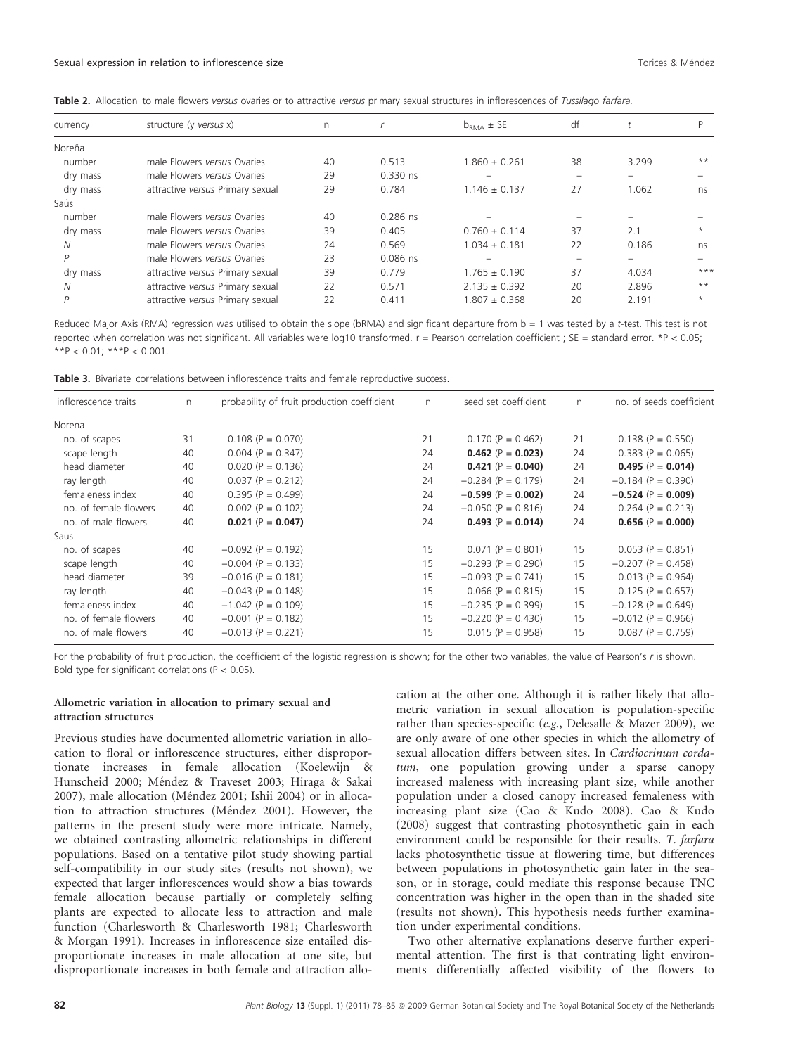**Table 2.** Allocation to male flowers *versus* ovaries or to attractive *versus* primary sexual structures in inflorescences of *Tussilago farfara*.

| currency | structure (y *versus* x) | n | r | $b_{RMA} \pm SE$ | df | t | P |
|---|---|---|---|---|---|---|---|
| Noreña | | | | | | | |
| number | male Flowers *versus* Ovaries | 40 | 0.513 | 1.860 ± 0.261 | 38 | 3.299 | ** |
| dry mass | male Flowers *versus* Ovaries | 29 | 0.330 ns | – | – | – | – |
| dry mass | attractive *versus* Primary sexual | 29 | 0.784 | 1.146 ± 0.137 | 27 | 1.062 | ns |
| Saús | | | | | | | |
| number | male Flowers *versus* Ovaries | 40 | 0.286 ns | – | – | – | – |
| dry mass | male Flowers *versus* Ovaries | 39 | 0.405 | 0.760 ± 0.114 | 37 | 2.1 | * |
| *N* | male Flowers *versus* Ovaries | 24 | 0.569 | 1.034 ± 0.181 | 22 | 0.186 | ns |
| *P* | male Flowers *versus* Ovaries | 23 | 0.086 ns | – | – | – | – |
| dry mass | attractive *versus* Primary sexual | 39 | 0.779 | 1.765 ± 0.190 | 37 | 4.034 | *** |
| *N* | attractive *versus* Primary sexual | 22 | 0.571 | 2.135 ± 0.392 | 20 | 2.896 | ** |
| *P* | attractive *versus* Primary sexual | 22 | 0.411 | 1.807 ± 0.368 | 20 | 2.191 | * |

Reduced Major Axis (RMA) regression was utilised to obtain the slope (bRMA) and significant departure from b = 1 was tested by a *t*-test. This test is not reported when correlation was not significant. All variables were log10 transformed. r = Pearson correlation coefficient ; SE = standard error. *P < 0.05; **P < 0.01; ***P < 0.001.

**Table 3.** Bivariate correlations between inflorescence traits and female reproductive success.

| inflorescence traits | n | probability of fruit production coefficient | n | seed set coefficient | n | no. of seeds coefficient |
|---|---|---|---|---|---|---|
| Norena | | | | | | |
| no. of scapes | 31 | 0.108 (P = 0.070) | 21 | 0.170 (P = 0.462) | 21 | 0.138 (P = 0.550) |
| scape length | 40 | 0.004 (P = 0.347) | 24 | **0.462** (P = **0.023**) | 24 | 0.383 (P = 0.065) |
| head diameter | 40 | 0.020 (P = 0.136) | 24 | **0.421** (P = **0.040**) | 24 | **0.495** (P = **0.014**) |
| ray length | 40 | 0.037 (P = 0.212) | 24 | −0.284 (P = 0.179) | 24 | −0.184 (P = 0.390) |
| femaleness index | 40 | 0.395 (P = 0.499) | 24 | **−0.599** (P = **0.002**) | 24 | **−0.524** (P = **0.009**) |
| no. of female flowers | 40 | 0.002 (P = 0.102) | 24 | −0.050 (P = 0.816) | 24 | 0.264 (P = 0.213) |
| no. of male flowers | 40 | **0.021** (P = **0.047**) | 24 | **0.493** (P = **0.014**) | 24 | **0.656** (P = **0.000**) |
| Saus | | | | | | |
| no. of scapes | 40 | −0.092 (P = 0.192) | 15 | 0.071 (P = 0.801) | 15 | 0.053 (P = 0.851) |
| scape length | 40 | −0.004 (P = 0.133) | 15 | −0.293 (P = 0.290) | 15 | −0.207 (P = 0.458) |
| head diameter | 39 | −0.016 (P = 0.181) | 15 | −0.093 (P = 0.741) | 15 | 0.013 (P = 0.964) |
| ray length | 40 | −0.043 (P = 0.148) | 15 | 0.066 (P = 0.815) | 15 | 0.125 (P = 0.657) |
| femaleness index | 40 | −1.042 (P = 0.109) | 15 | −0.235 (P = 0.399) | 15 | −0.128 (P = 0.649) |
| no. of female flowers | 40 | −0.001 (P = 0.182) | 15 | −0.220 (P = 0.430) | 15 | −0.012 (P = 0.966) |
| no. of male flowers | 40 | −0.013 (P = 0.221) | 15 | 0.015 (P = 0.958) | 15 | 0.087 (P = 0.759) |

For the probability of fruit production, the coefficient of the logistic regression is shown; for the other two variables, the value of Pearson's *r* is shown. Bold type for significant correlations (P < 0.05).

### Allometric variation in allocation to primary sexual and attraction structures

Previous studies have documented allometric variation in allocation to floral or inflorescence structures, either disproportionate increases in female allocation (Koelewijn & Hunscheid 2000; Méndez & Traveset 2003; Hiraga & Sakai 2007), male allocation (Méndez 2001; Ishii 2004) or in allocation to attraction structures (Méndez 2001). However, the patterns in the present study were more intricate. Namely, we obtained contrasting allometric relationships in different populations. Based on a tentative pilot study showing partial self-compatibility in our study sites (results not shown), we expected that larger inflorescences would show a bias towards female allocation because partially or completely selfing plants are expected to allocate less to attraction and male function (Charlesworth & Charlesworth 1981; Charlesworth & Morgan 1991). Increases in inflorescence size entailed disproportionate increases in male allocation at one site, but disproportionate increases in both female and attraction allocation at the other one. Although it is rather likely that allometric variation in sexual allocation is population-specific rather than species-specific (*e.g.*, Delesalle & Mazer 2009), we are only aware of one other species in which the allometry of sexual allocation differs between sites. In *Cardiocrinum cordatum*, one population growing under a sparse canopy increased maleness with increasing plant size, while another population under a closed canopy increased femaleness with increasing plant size (Cao & Kudo 2008). Cao & Kudo (2008) suggest that contrasting photosynthetic gain in each environment could be responsible for their results. *T. farfara* lacks photosynthetic tissue at flowering time, but differences between populations in photosynthetic gain later in the season, or in storage, could mediate this response because TNC concentration was higher in the open than in the shaded site (results not shown). This hypothesis needs further examination under experimental conditions.

Two other alternative explanations deserve further experimental attention. The first is that contrating light environments differentially affected visibility of the flowers to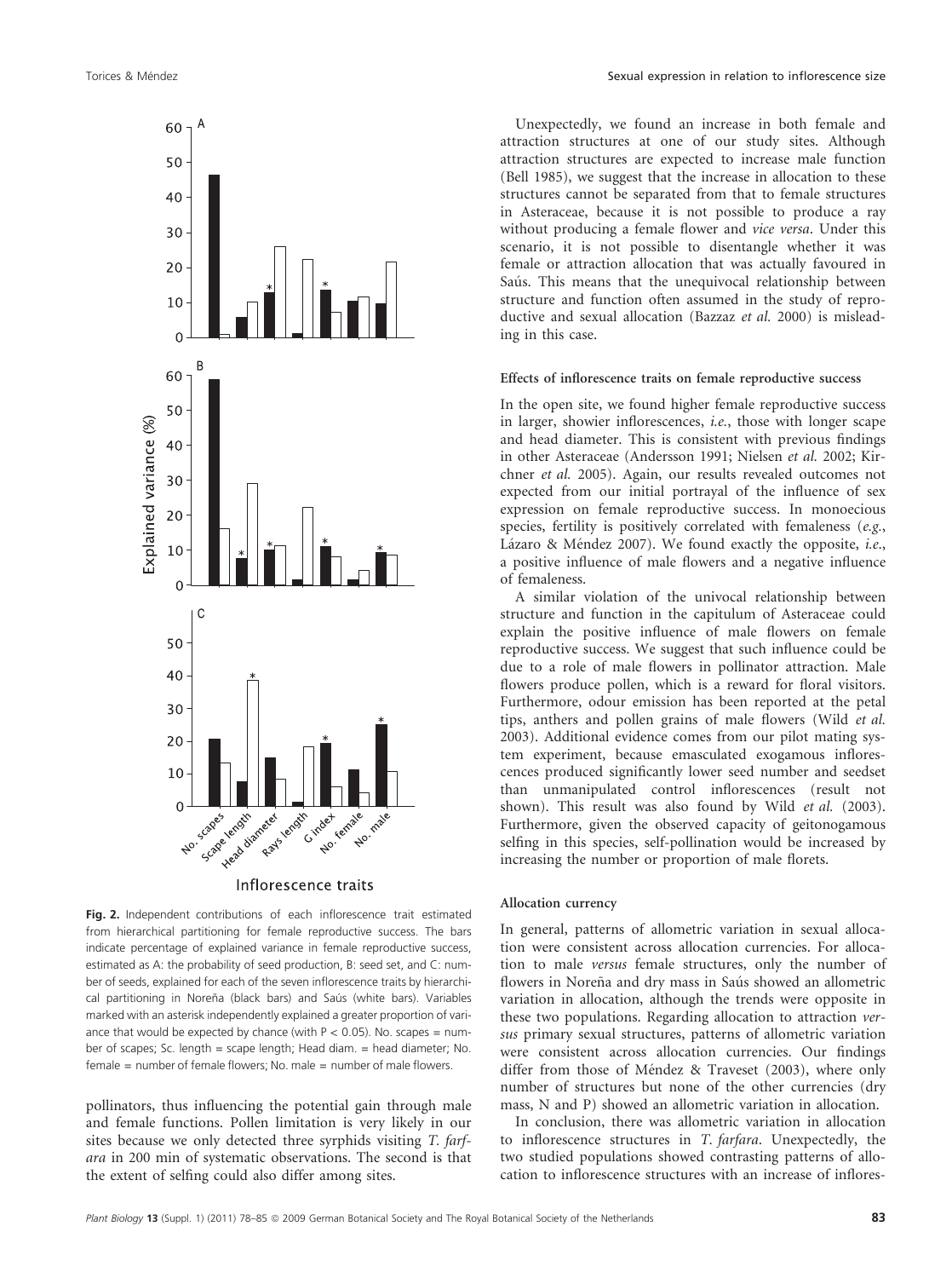Fig. 2. Independent contributions of each inflorescence trait estimated from hierarchical partitioning for female reproductive success. The bars indicate percentage of explained variance in female reproductive success, estimated as A: the probability of seed production, B: seed set, and C: number of seeds, explained for each of the seven inflorescence traits by hierarchical partitioning in Noreña (black bars) and Saús (white bars). Variables marked with an asterisk independently explained a greater proportion of variance that would be expected by chance (with $P < 0.05$). No. scapes = number of scapes; Sc. length = scape length; Head diam. = head diameter; No. female = number of female flowers; No. male = number of male flowers.

pollinators, thus influencing the potential gain through male and female functions. Pollen limitation is very likely in our sites because we only detected three syrphids visiting *T. farfara* in 200 min of systematic observations. The second is that the extent of selfing could also differ among sites.

Unexpectedly, we found an increase in both female and attraction structures at one of our study sites. Although attraction structures are expected to increase male function (Bell 1985), we suggest that the increase in allocation to these structures cannot be separated from that to female structures in Asteraceae, because it is not possible to produce a ray without producing a female flower and *vice versa*. Under this scenario, it is not possible to disentangle whether it was female or attraction allocation that was actually favoured in Saús. This means that the unequivocal relationship between structure and function often assumed in the study of reproductive and sexual allocation (Bazzaz *et al.* 2000) is misleading in this case.

### Effects of inflorescence traits on female reproductive success

In the open site, we found higher female reproductive success in larger, showier inflorescences, *i.e.*, those with longer scape and head diameter. This is consistent with previous findings in other Asteraceae (Andersson 1991; Nielsen *et al.* 2002; Kirchner *et al.* 2005). Again, our results revealed outcomes not expected from our initial portrayal of the influence of sex expression on female reproductive success. In monoecious species, fertility is positively correlated with femaleness (*e.g.*, Lázaro & Méndez 2007). We found exactly the opposite, *i.e.*, a positive influence of male flowers and a negative influence of femaleness.

A similar violation of the univocal relationship between structure and function in the capitulum of Asteraceae could explain the positive influence of male flowers on female reproductive success. We suggest that such influence could be due to a role of male flowers in pollinator attraction. Male flowers produce pollen, which is a reward for floral visitors. Furthermore, odour emission has been reported at the petal tips, anthers and pollen grains of male flowers (Wild *et al.* 2003). Additional evidence comes from our pilot mating system experiment, because emasculated exogamous inflorescences produced significantly lower seed number and seedset than unmanipulated control inflorescences (result not shown). This result was also found by Wild *et al.* (2003). Furthermore, given the observed capacity of geitonogamous selfing in this species, self-pollination would be increased by increasing the number or proportion of male florets.

### Allocation currency

In general, patterns of allometric variation in sexual allocation were consistent across allocation currencies. For allocation to male *versus* female structures, only the number of flowers in Noreña and dry mass in Saús showed an allometric variation in allocation, although the trends were opposite in these two populations. Regarding allocation to attraction *versus* primary sexual structures, patterns of allometric variation were consistent across allocation currencies. Our findings differ from those of Méndez & Traveset (2003), where only number of structures but none of the other currencies (dry mass, N and P) showed an allometric variation in allocation.

In conclusion, there was allometric variation in allocation to inflorescence structures in *T. farfara*. Unexpectedly, the two studied populations showed contrasting patterns of allocation to inflorescence structures with an increase of inflores-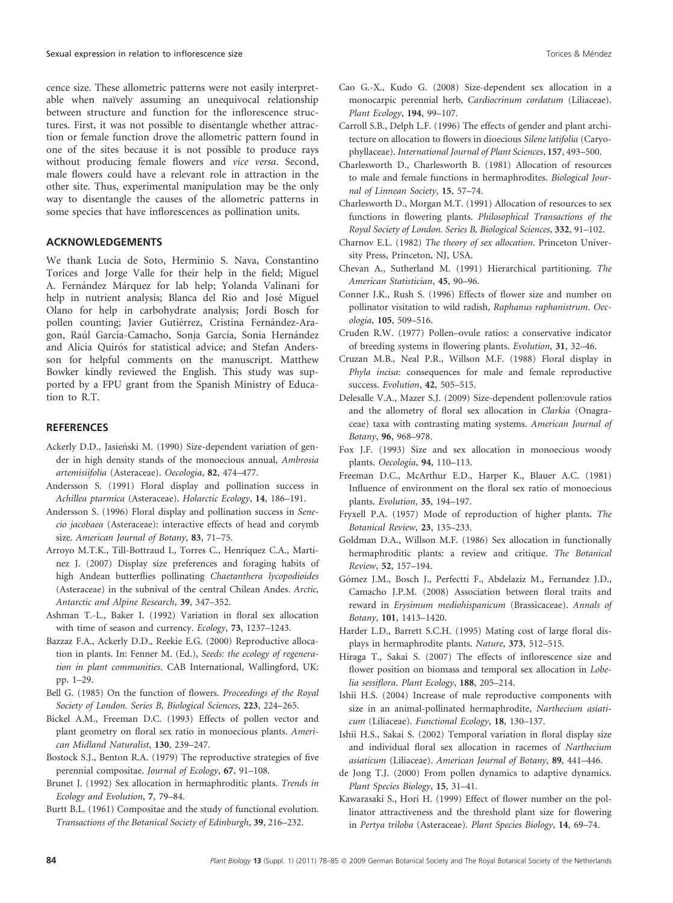cence size. These allometric patterns were not easily interpretable when naïvely assuming an unequivocal relationship between structure and function for the inflorescence structures. First, it was not possible to disentangle whether attraction or female function drove the allometric pattern found in one of the sites because it is not possible to produce rays without producing female flowers and *vice versa*. Second, male flowers could have a relevant role in attraction in the other site. Thus, experimental manipulation may be the only way to disentangle the causes of the allometric patterns in some species that have inflorescences as pollination units.

## ACKNOWLEDGEMENTS

We thank Lucía de Soto, Herminio S. Nava, Constantino Torices and Jorge Valle for their help in the field; Miguel A. Fernández Márquez for lab help; Yolanda Valinani for help in nutrient analysis; Blanca del Río and José Miguel Olano for help in carbohydrate analysis; Jordi Bosch for pollen counting; Javier Gutiérrez, Cristina Fernández-Aragon, Raúl García-Camacho, Sonja García, Sonia Hernández and Alicia Quirós for statistical advice; and Stefan Andersson for helpful comments on the manuscript. Matthew Bowker kindly reviewed the English. This study was supported by a FPU grant from the Spanish Ministry of Education to R.T.

## REFERENCES

Ackerly D.D., Jasieński M. (1990) Size-dependent variation of gender in high density stands of the monoecious annual, *Ambrosia artemisiifolia* (Asteraceae). *Oecologia*, **82**, 474–477.

Andersson S. (1991) Floral display and pollination success in *Achillea ptarmica* (Asteraceae). *Holarctic Ecology*, **14**, 186–191.

Andersson S. (1996) Floral display and pollination success in *Senecio jacobaea* (Asteraceae): interactive effects of head and corymb size. *American Journal of Botany*, **83**, 71–75.

Arroyo M.T.K., Till-Bottraud I., Torres C., Henríquez C.A., Martínez J. (2007) Display size preferences and foraging habits of high Andean butterflies pollinating *Chaetanthera lycopodioides* (Asteraceae) in the subnival of the central Chilean Andes. *Arctic, Antarctic and Alpine Research*, **39**, 347–352.

Ashman T.-L., Baker I. (1992) Variation in floral sex allocation with time of season and currency. *Ecology*, **73**, 1237–1243.

Bazzaz F.A., Ackerly D.D., Reekie E.G. (2000) Reproductive allocation in plants. In: Fenner M. (Ed.), *Seeds: the ecology of regeneration in plant communities*. CAB International, Wallingford, UK: pp. 1–29.

Bell G. (1985) On the function of flowers. *Proceedings of the Royal Society of London. Series B, Biological Sciences*, **223**, 224–265.

Bickel A.M., Freeman D.C. (1993) Effects of pollen vector and plant geometry on floral sex ratio in monoecious plants. *American Midland Naturalist*, **130**, 239–247.

Bostock S.J., Benton R.A. (1979) The reproductive strategies of five perennial compositae. *Journal of Ecology*, **67**, 91–108.

Brunet J. (1992) Sex allocation in hermaphroditic plants. *Trends in Ecology and Evolution*, **7**, 79–84.

Burtt B.L. (1961) Compositae and the study of functional evolution. *Transactions of the Botanical Society of Edinburgh*, **39**, 216–232.

Cao G.-X., Kudo G. (2008) Size-dependent sex allocation in a monocarpic perennial herb, *Cardiocrinum cordatum* (Liliaceae). *Plant Ecology*, **194**, 99–107.

Carroll S.B., Delph L.F. (1996) The effects of gender and plant architecture on allocation to flowers in dioecious *Silene latifolia* (Caryophyllaceae). *International Journal of Plant Sciences*, **157**, 493–500.

Charlesworth D., Charlesworth B. (1981) Allocation of resources to male and female functions in hermaphrodites. *Biological Journal of Linnean Society*, **15**, 57–74.

Charlesworth D., Morgan M.T. (1991) Allocation of resources to sex functions in flowering plants. *Philosophical Transactions of the Royal Society of London. Series B, Biological Sciences*, **332**, 91–102.

Charnov E.L. (1982) *The theory of sex allocation*. Princeton University Press, Princeton, NJ, USA.

Chevan A., Sutherland M. (1991) Hierarchical partitioning. *The American Statistician*, **45**, 90–96.

Conner J.K., Rush S. (1996) Effects of flower size and number on pollinator visitation to wild radish, *Raphanus raphanistrum*. *Oecologia*, **105**, 509–516.

Cruden R.W. (1977) Pollen–ovule ratios: a conservative indicator of breeding systems in flowering plants. *Evolution*, **31**, 32–46.

Cruzan M.B., Neal P.R., Willson M.F. (1988) Floral display in *Phyla incisa*: consequences for male and female reproductive success. *Evolution*, **42**, 505–515.

Delesalle V.A., Mazer S.J. (2009) Size-dependent pollen:ovule ratios and the allometry of floral sex allocation in *Clarkia* (Onagraceae) taxa with contrasting mating systems. *American Journal of Botany*, **96**, 968–978.

Fox J.F. (1993) Size and sex allocation in monoecious woody plants. *Oecologia*, **94**, 110–113.

Freeman D.C., McArthur E.D., Harper K., Blauer A.C. (1981) Influence of environment on the floral sex ratio of monoecious plants. *Evolution*, **35**, 194–197.

Fryxell P.A. (1957) Mode of reproduction of higher plants. *The Botanical Review*, **23**, 135–233.

Goldman D.A., Willson M.F. (1986) Sex allocation in functionally hermaphroditic plants: a review and critique. *The Botanical Review*, **52**, 157–194.

Gómez J.M., Bosch J., Perfectti F., Abdelaziz M., Fernandez J.D., Camacho J.P.M. (2008) Association between floral traits and reward in *Erysimum mediohispanicum* (Brassicaceae). *Annals of Botany*, **101**, 1413–1420.

Harder L.D., Barrett S.C.H. (1995) Mating cost of large floral displays in hermaphrodite plants. *Nature*, **373**, 512–515.

Hiraga T., Sakai S. (2007) The effects of inflorescence size and flower position on biomass and temporal sex allocation in *Lobelia sessiflora*. *Plant Ecology*, **188**, 205–214.

Ishii H.S. (2004) Increase of male reproductive components with size in an animal-pollinated hermaphrodite, *Narthecium asiaticum* (Liliaceae). *Functional Ecology*, **18**, 130–137.

Ishii H.S., Sakai S. (2002) Temporal variation in floral display size and individual floral sex allocation in racemes of *Narthecium asiaticum* (Liliaceae). *American Journal of Botany*, **89**, 441–446.

de Jong T.J. (2000) From pollen dynamics to adaptive dynamics. *Plant Species Biology*, **15**, 31–41.

Kawarasaki S., Hori H. (1999) Effect of flower number on the pollinator attractiveness and the threshold plant size for flowering in *Pertya triloba* (Asteraceae). *Plant Species Biology*, **14**, 69–74.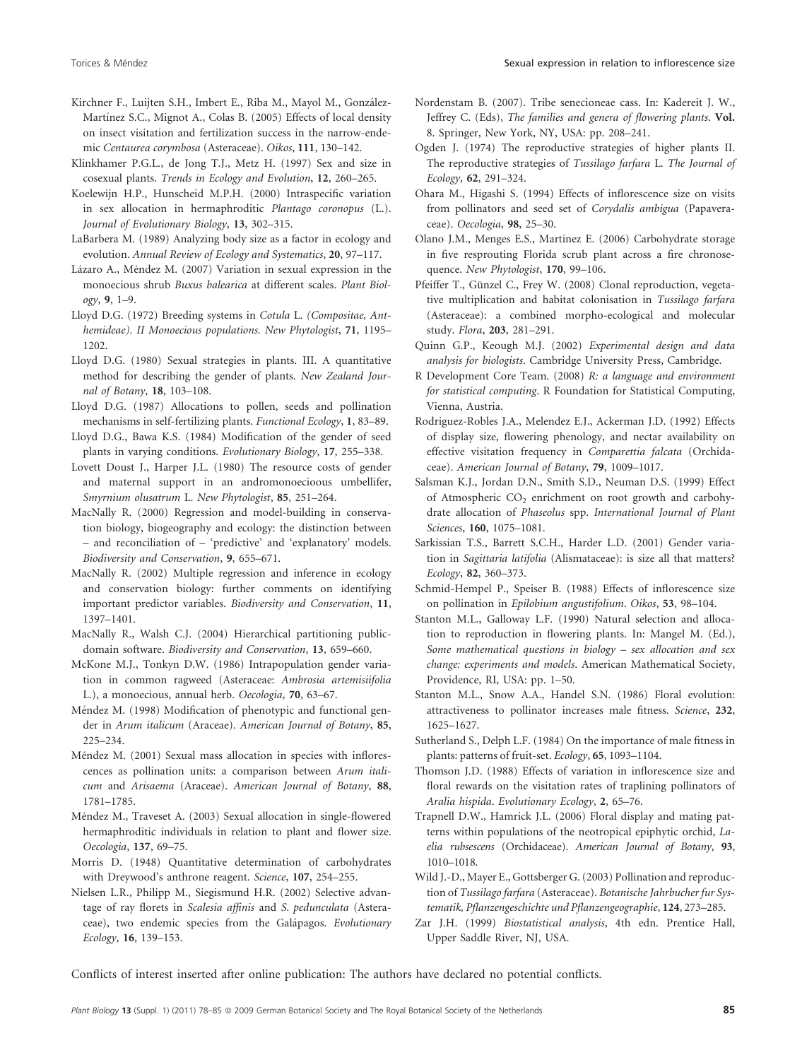Kirchner F., Luijten S.H., Imbert E., Riba M., Mayol M., González-Martínez S.C., Mignot A., Colas B. (2005) Effects of local density on insect visitation and fertilization success in the narrow-endemic *Centaurea corymbosa* (Asteraceae). *Oikos*, **111**, 130–142.

Klinkhamer P.G.L., de Jong T.J., Metz H. (1997) Sex and size in cosexual plants. *Trends in Ecology and Evolution*, **12**, 260–265.

Koelewijn H.P., Hunscheid M.P.H. (2000) Intraspecific variation in sex allocation in hermaphroditic *Plantago coronopus* (L.). *Journal of Evolutionary Biology*, **13**, 302–315.

LaBarbera M. (1989) Analyzing body size as a factor in ecology and evolution. *Annual Review of Ecology and Systematics*, **20**, 97–117.

Lázaro A., Méndez M. (2007) Variation in sexual expression in the monoecious shrub *Buxus balearica* at different scales. *Plant Biology*, **9**, 1–9.

Lloyd D.G. (1972) Breeding systems in *Cotula* L. *(Compositae, Anthemideae). II Monoecious populations. New Phytologist*, **71**, 1195–1202.

Lloyd D.G. (1980) Sexual strategies in plants. III. A quantitative method for describing the gender of plants. *New Zealand Journal of Botany*, **18**, 103–108.

Lloyd D.G. (1987) Allocations to pollen, seeds and pollination mechanisms in self-fertilizing plants. *Functional Ecology*, **1**, 83–89.

Lloyd D.G., Bawa K.S. (1984) Modification of the gender of seed plants in varying conditions. *Evolutionary Biology*, **17**, 255–338.

Lovett Doust J., Harper J.L. (1980) The resource costs of gender and maternal support in an andromonoecioous umbellifer, *Smyrnium olusatrum* L. *New Phytologist*, **85**, 251–264.

MacNally R. (2000) Regression and model-building in conservation biology, biogeography and ecology: the distinction between – and reconciliation of – 'predictive' and 'explanatory' models. *Biodiversity and Conservation*, **9**, 655–671.

MacNally R. (2002) Multiple regression and inference in ecology and conservation biology: further comments on identifying important predictor variables. *Biodiversity and Conservation*, **11**, 1397–1401.

MacNally R., Walsh C.J. (2004) Hierarchical partitioning public-domain software. *Biodiversity and Conservation*, **13**, 659–660.

McKone M.J., Tonkyn D.W. (1986) Intrapopulation gender variation in common ragweed (Asteraceae: *Ambrosia artemisiifolia* L.), a monoecious, annual herb. *Oecologia*, **70**, 63–67.

Méndez M. (1998) Modification of phenotypic and functional gender in *Arum italicum* (Araceae). *American Journal of Botany*, **85**, 225–234.

Méndez M. (2001) Sexual mass allocation in species with inflorescences as pollination units: a comparison between *Arum italicum* and *Arisaema* (Araceae). *American Journal of Botany*, **88**, 1781–1785.

Méndez M., Traveset A. (2003) Sexual allocation in single-flowered hermaphroditic individuals in relation to plant and flower size. *Oecologia*, **137**, 69–75.

Morris D. (1948) Quantitative determination of carbohydrates with Dreywood's anthrone reagent. *Science*, **107**, 254–255.

Nielsen L.R., Philipp M., Siegismund H.R. (2002) Selective advantage of ray florets in *Scalesia affinis* and *S. pedunculata* (Asteraceae), two endemic species from the Galápagos. *Evolutionary Ecology*, **16**, 139–153.

Nordenstam B. (2007). Tribe senecioneae cass. In: Kadereit J. W., Jeffrey C. (Eds), *The families and genera of flowering plants*. **Vol.** 8. Springer, New York, NY, USA: pp. 208–241.

Ogden J. (1974) The reproductive strategies of higher plants II. The reproductive strategies of *Tussilago farfara* L. *The Journal of Ecology*, **62**, 291–324.

Ohara M., Higashi S. (1994) Effects of inflorescence size on visits from pollinators and seed set of *Corydalis ambigua* (Papaveraceae). *Oecologia*, **98**, 25–30.

Olano J.M., Menges E.S., Martinez E. (2006) Carbohydrate storage in five resprouting Florida scrub plant across a fire chronosequence. *New Phytologist*, **170**, 99–106.

Pfeiffer T., Günzel C., Frey W. (2008) Clonal reproduction, vegetative multiplication and habitat colonisation in *Tussilago farfara* (Asteraceae): a combined morpho-ecological and molecular study. *Flora*, **203**, 281–291.

Quinn G.P., Keough M.J. (2002) *Experimental design and data analysis for biologists*. Cambridge University Press, Cambridge.

R Development Core Team. (2008) *R: a language and environment for statistical computing*. R Foundation for Statistical Computing, Vienna, Austria.

Rodriguez-Robles J.A., Melendez E.J., Ackerman J.D. (1992) Effects of display size, flowering phenology, and nectar availability on effective visitation frequency in *Comparettia falcata* (Orchidaceae). *American Journal of Botany*, **79**, 1009–1017.

Salsman K.J., Jordan D.N., Smith S.D., Neuman D.S. (1999) Effect of Atmospheric $CO_2$ enrichment on root growth and carbohydrate allocation of *Phaseolus* spp. *International Journal of Plant Sciences*, **160**, 1075–1081.

Sarkissian T.S., Barrett S.C.H., Harder L.D. (2001) Gender variation in *Sagittaria latifolia* (Alismataceae): is size all that matters? *Ecology*, **82**, 360–373.

Schmid-Hempel P., Speiser B. (1988) Effects of inflorescence size on pollination in *Epilobium angustifolium*. *Oikos*, **53**, 98–104.

Stanton M.L., Galloway L.F. (1990) Natural selection and allocation to reproduction in flowering plants. In: Mangel M. (Ed.), *Some mathematical questions in biology – sex allocation and sex change: experiments and models*. American Mathematical Society, Providence, RI, USA: pp. 1–50.

Stanton M.L., Snow A.A., Handel S.N. (1986) Floral evolution: attractiveness to pollinator increases male fitness. *Science*, **232**, 1625–1627.

Sutherland S., Delph L.F. (1984) On the importance of male fitness in plants: patterns of fruit-set. *Ecology*, **65**, 1093–1104.

Thomson J.D. (1988) Effects of variation in inflorescence size and floral rewards on the visitation rates of traplining pollinators of *Aralia hispida*. *Evolutionary Ecology*, **2**, 65–76.

Trapnell D.W., Hamrick J.L. (2006) Floral display and mating patterns within populations of the neotropical epiphytic orchid, *Laelia rubsescens* (Orchidaceae). *American Journal of Botany*, **93**, 1010–1018.

Wild J.-D., Mayer E., Gottsberger G. (2003) Pollination and reproduction of *Tussilago farfara* (Asteraceae). *Botanische Jahrbucher fur Systematik, Pflanzengeschichte und Pflanzengeographie*, **124**, 273–285.

Zar J.H. (1999) *Biostatistical analysis*, 4th edn. Prentice Hall, Upper Saddle River, NJ, USA.

Conflicts of interest inserted after online publication: The authors have declared no potential conflicts.